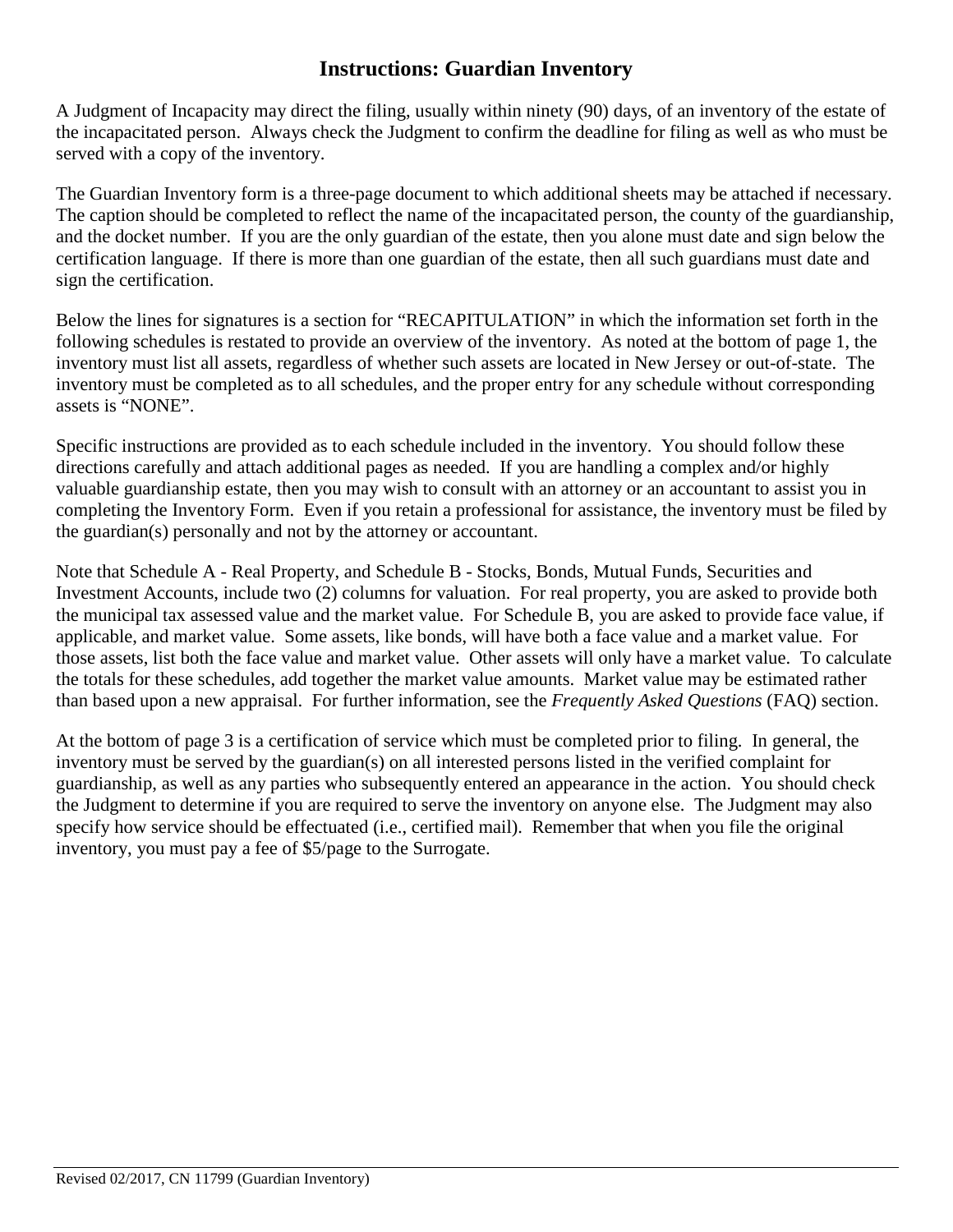# Instructions: Guardian Inventory

A Judgment of Incapacity may direct the filing, usually within ninety (90) days, of an inventory of the estate of the incapacitated person. Always check the Judgment to confirm the deadline for filing as well as who must be served with a copy of the inventory.

The Guardian Inventory form is a three-page document to which additional sheets may be attached if necessary. The caption should be completed to reflect the name of the incapacitated person, the county of the guardianship, and the docket number. If you are the only guardian of the estate, then you alone must date and sign below the certification language. If there is more than one guardian of the estate, then all such guardians must date and sign the certification.

Below the lines for signatures is a section for "RECAPITULATION" in which the information set forth in the following schedules is restated to provide an overview of the inventory. As noted at the bottom of page 1, the inventory must list all assets, regardless of whether such assets are located in New Jersey or out-of-state. The inventory must be completed as to all schedules, and the proper entry for any schedule without corresponding assets is "NONE".

Specific instructions are provided as to each schedule included in the inventory. You should follow these directions carefully and attach additional pages as needed. If you are handling a complex and/or highly valuable guardianship estate, then you may wish to consult with an attorney or an accountant to assist you in completing the Inventory Form. Even if you retain a professional for assistance, the inventory must be filed by the guardian(s) personally and not by the attorney or accountant.

Note that Schedule A - Real Property, and Schedule B - Stocks, Bonds, Mutual Funds, Securities and Investment Accounts, include two (2) columns for valuation. For real property, you are asked to provide both the municipal tax assessed value and the market value. For Schedule B, you are asked to provide face value, if applicable, and market value. Some assets, like bonds, will have both a face value and a market value. For those assets, list both the face value and market value. Other assets will only have a market value. To calculate the totals for these schedules, add together the market value amounts. Market value may be estimated rather than based upon a new appraisal. For further information, see the *Frequently Asked Questions* (FAQ) section.

At the bottom of page 3 is a certification of service which must be completed prior to filing. In general, the inventory must be served by the guardian(s) on all interested persons listed in the verified complaint for guardianship, as well as any parties who subsequently entered an appearance in the action. You should check the Judgment to determine if you are required to serve the inventory on anyone else. The Judgment may also specify how service should be effectuated (i.e., certified mail). Remember that when you file the original inventory, you must pay a fee of $5/page to the Surrogate.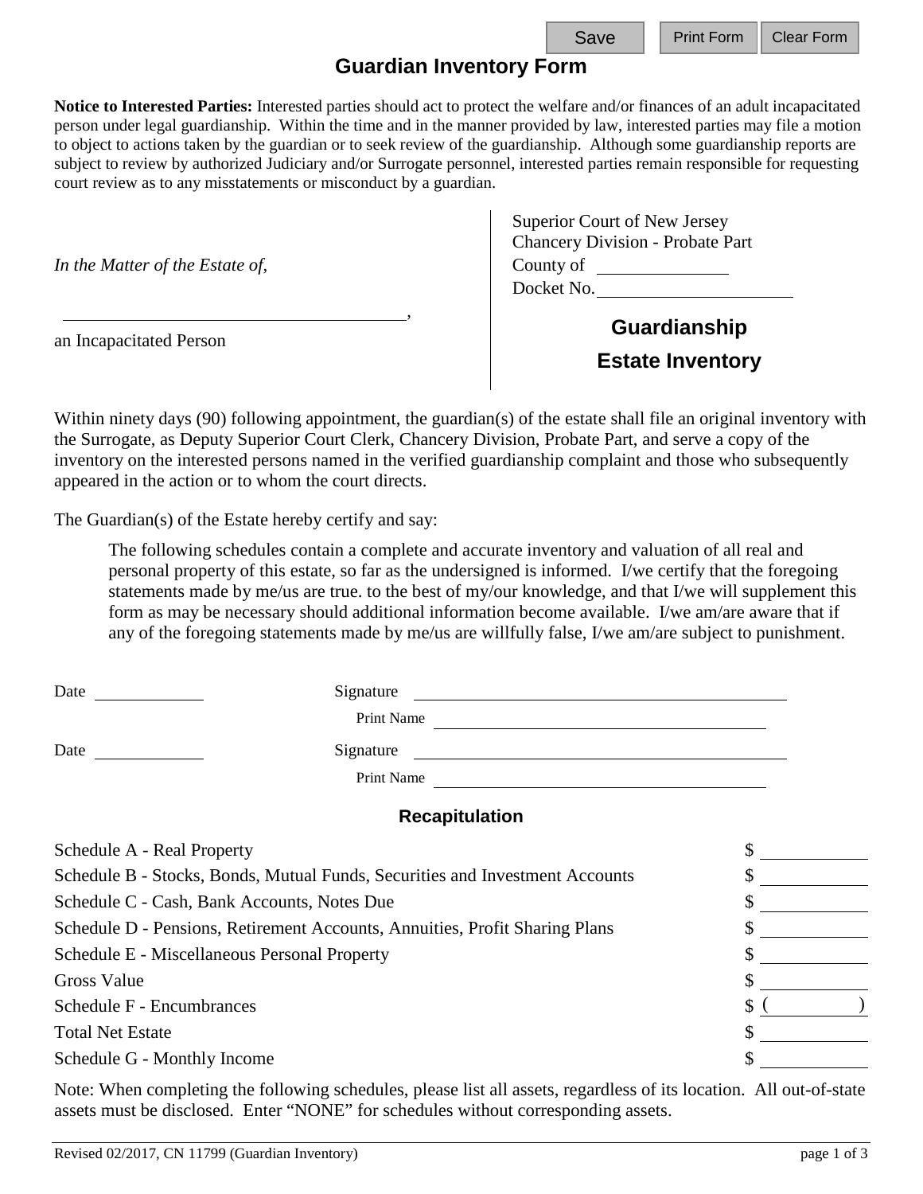# Guardian Inventory Form

**Notice to Interested Parties:** Interested parties should act to protect the welfare and/or finances of an adult incapacitated person under legal guardianship. Within the time and in the manner provided by law, interested parties may file a motion to object to actions taken by the guardian or to seek review of the guardianship. Although some guardianship reports are subject to review by authorized Judiciary and/or Surrogate personnel, interested parties remain responsible for requesting court review as to any misstatements or misconduct by a guardian.

*In the Matter of the Estate of,*

______________________________________,

an Incapacitated Person

Superior Court of New Jersey
Chancery Division - Probate Part
County of ______________
Docket No. ____________________

## Guardianship Estate Inventory

Within ninety days (90) following appointment, the guardian(s) of the estate shall file an original inventory with the Surrogate, as Deputy Superior Court Clerk, Chancery Division, Probate Part, and serve a copy of the inventory on the interested persons named in the verified guardianship complaint and those who subsequently appeared in the action or to whom the court directs.

The Guardian(s) of the Estate hereby certify and say:

> The following schedules contain a complete and accurate inventory and valuation of all real and personal property of this estate, so far as the undersigned is informed. I/we certify that the foregoing statements made by me/us are true. to the best of my/our knowledge, and that I/we will supplement this form as may be necessary should additional information become available. I/we am/are aware that if any of the foregoing statements made by me/us are willfully false, I/we am/are subject to punishment.

Date ____________ Signature ________________________________________
Print Name ________________________________________

Date ____________ Signature ________________________________________
Print Name ________________________________________

### Recapitulation

| | |
|---|---|
| Schedule A - Real Property | $ ________ |
| Schedule B - Stocks, Bonds, Mutual Funds, Securities and Investment Accounts | $ ________ |
| Schedule C - Cash, Bank Accounts, Notes Due | $ ________ |
| Schedule D - Pensions, Retirement Accounts, Annuities, Profit Sharing Plans | $ ________ |
| Schedule E - Miscellaneous Personal Property | $ ________ |
| Gross Value | $ ________ |
| Schedule F - Encumbrances | $ ( ________ ) |
| Total Net Estate | $ ________ |
| Schedule G - Monthly Income | $ ________ |

Note: When completing the following schedules, please list all assets, regardless of its location. All out-of-state assets must be disclosed. Enter "NONE" for schedules without corresponding assets.

Revised 02/2017, CN 11799 (Guardian Inventory)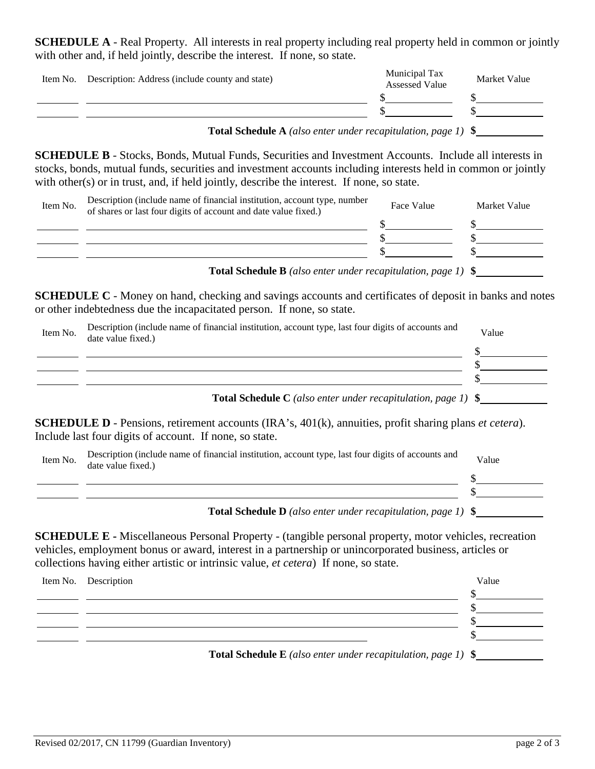**SCHEDULE A** - Real Property. All interests in real property including real property held in common or jointly with other and, if held jointly, describe the interest. If none, so state.

| Item No. | Description: Address (include county and state) | Municipal Tax Assessed Value | Market Value |
|---|---|---|---|
| | | $ | $ |
| | | $ | $ |

**Total Schedule A** *(also enter under recapitulation, page 1)* **$**

**SCHEDULE B** - Stocks, Bonds, Mutual Funds, Securities and Investment Accounts. Include all interests in stocks, bonds, mutual funds, securities and investment accounts including interests held in common or jointly with other(s) or in trust, and, if held jointly, describe the interest. If none, so state.

| Item No. | Description (include name of financial institution, account type, number of shares or last four digits of account and date value fixed.) | Face Value | Market Value |
|---|---|---|---|
| | | $ | $ |
| | | $ | $ |
| | | $ | $ |

**Total Schedule B** *(also enter under recapitulation, page 1)* **$**

**SCHEDULE C** - Money on hand, checking and savings accounts and certificates of deposit in banks and notes or other indebtedness due the incapacitated person. If none, so state.

| Item No. | Description (include name of financial institution, account type, last four digits of accounts and date value fixed.) | Value |
|---|---|---|
| | | $ |
| | | $ |
| | | $ |

**Total Schedule C** *(also enter under recapitulation, page 1)* **$**

**SCHEDULE D** - Pensions, retirement accounts (IRA's, 401(k), annuities, profit sharing plans *et cetera*). Include last four digits of account. If none, so state.

| Item No. | Description (include name of financial institution, account type, last four digits of accounts and date value fixed.) | Value |
|---|---|---|
| | | $ |
| | | $ |

**Total Schedule D** *(also enter under recapitulation, page 1)* **$**

**SCHEDULE E -** Miscellaneous Personal Property - (tangible personal property, motor vehicles, recreation vehicles, employment bonus or award, interest in a partnership or unincorporated business, articles or collections having either artistic or intrinsic value, *et cetera*) If none, so state.

| Item No. | Description | Value |
|---|---|---|
| | | $ |
| | | $ |
| | | $ |
| | | $ |

**Total Schedule E** *(also enter under recapitulation, page 1)* **$**

Revised 02/2017, CN 11799 (Guardian Inventory)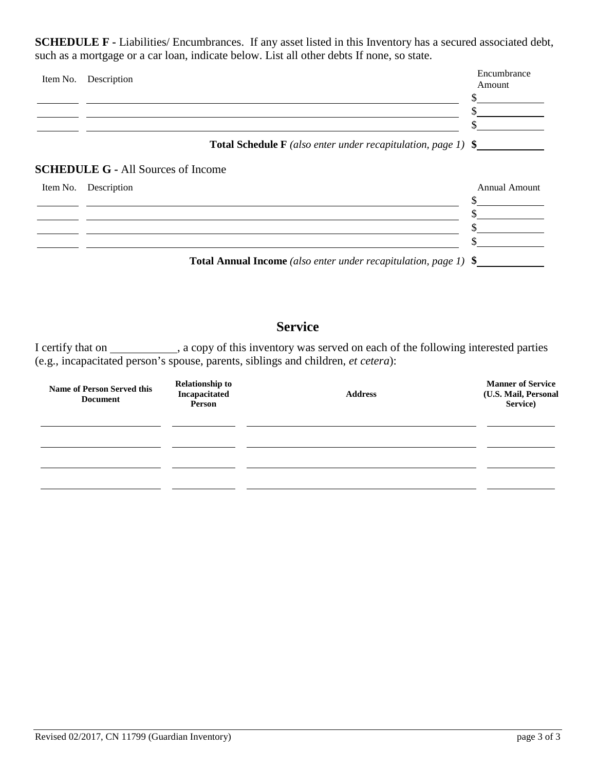**SCHEDULE F -** Liabilities/ Encumbrances. If any asset listed in this Inventory has a secured associated debt, such as a mortgage or a car loan, indicate below. List all other debts If none, so state.

| Item No. | Description | Encumbrance Amount |
|---|---|---|
| | | $ |
| | | $ |
| | | $ |

**Total Schedule F** *(also enter under recapitulation, page 1)* **$**

**SCHEDULE G -** All Sources of Income

| Item No. | Description | Annual Amount |
|---|---|---|
| | | $ |
| | | $ |
| | | $ |
| | | $ |

**Total Annual Income** *(also enter under recapitulation, page 1)* **$**

## Service

I certify that on ____________, a copy of this inventory was served on each of the following interested parties (e.g., incapacitated person's spouse, parents, siblings and children, *et cetera*):

| Name of Person Served this Document | Relationship to Incapacitated Person | Address | Manner of Service (U.S. Mail, Personal Service) |
|---|---|---|---|
| | | | |
| | | | |
| | | | |
| | | | |

Revised 02/2017, CN 11799 (Guardian Inventory)